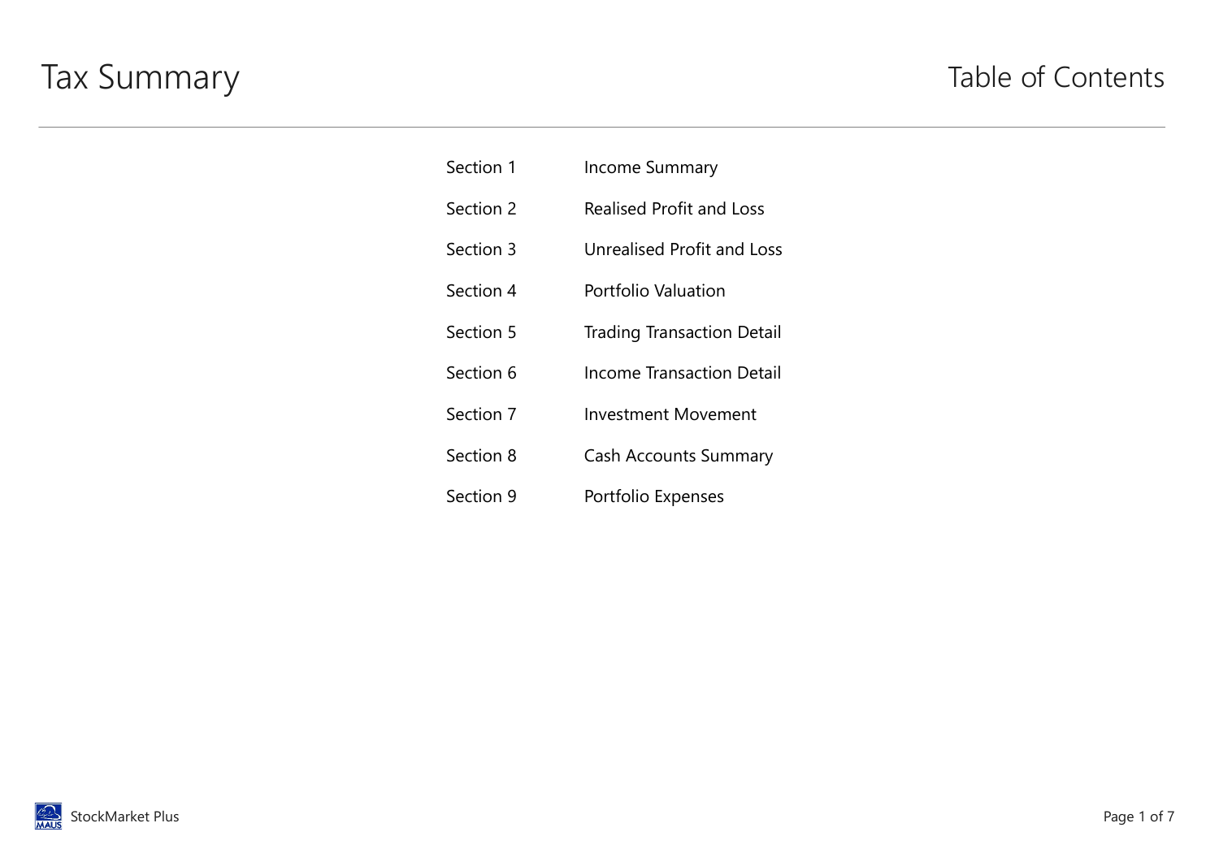# Tax Summary

## Table of Contents

| | |
|---|---|
| Section 1 | Income Summary |
| Section 2 | Realised Profit and Loss |
| Section 3 | Unrealised Profit and Loss |
| Section 4 | Portfolio Valuation |
| Section 5 | Trading Transaction Detail |
| Section 6 | Income Transaction Detail |
| Section 7 | Investment Movement |
| Section 8 | Cash Accounts Summary |
| Section 9 | Portfolio Expenses |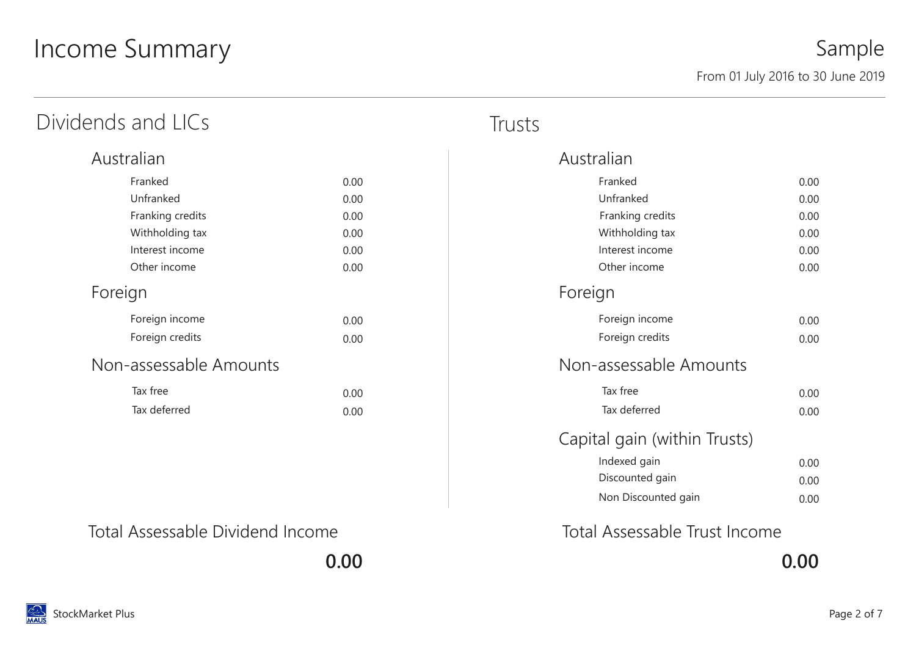# Income Summary

Sample

From 01 July 2016 to 30 June 2019

## Dividends and LICs

### Australian

| | |
|---|---|
| Franked | 0.00 |
| Unfranked | 0.00 |
| Franking credits | 0.00 |
| Withholding tax | 0.00 |
| Interest income | 0.00 |
| Other income | 0.00 |

### Foreign

| | |
|---|---|
| Foreign income | 0.00 |
| Foreign credits | 0.00 |

### Non-assessable Amounts

| | |
|---|---|
| Tax free | 0.00 |
| Tax deferred | 0.00 |

### Total Assessable Dividend Income

**0.00**

## Trusts

### Australian

| | |
|---|---|
| Franked | 0.00 |
| Unfranked | 0.00 |
| Franking credits | 0.00 |
| Withholding tax | 0.00 |
| Interest income | 0.00 |
| Other income | 0.00 |

### Foreign

| | |
|---|---|
| Foreign income | 0.00 |
| Foreign credits | 0.00 |

### Non-assessable Amounts

| | |
|---|---|
| Tax free | 0.00 |
| Tax deferred | 0.00 |

### Capital gain (within Trusts)

| | |
|---|---|
| Indexed gain | 0.00 |
| Discounted gain | 0.00 |
| Non Discounted gain | 0.00 |

### Total Assessable Trust Income

**0.00**

StockMarket Plus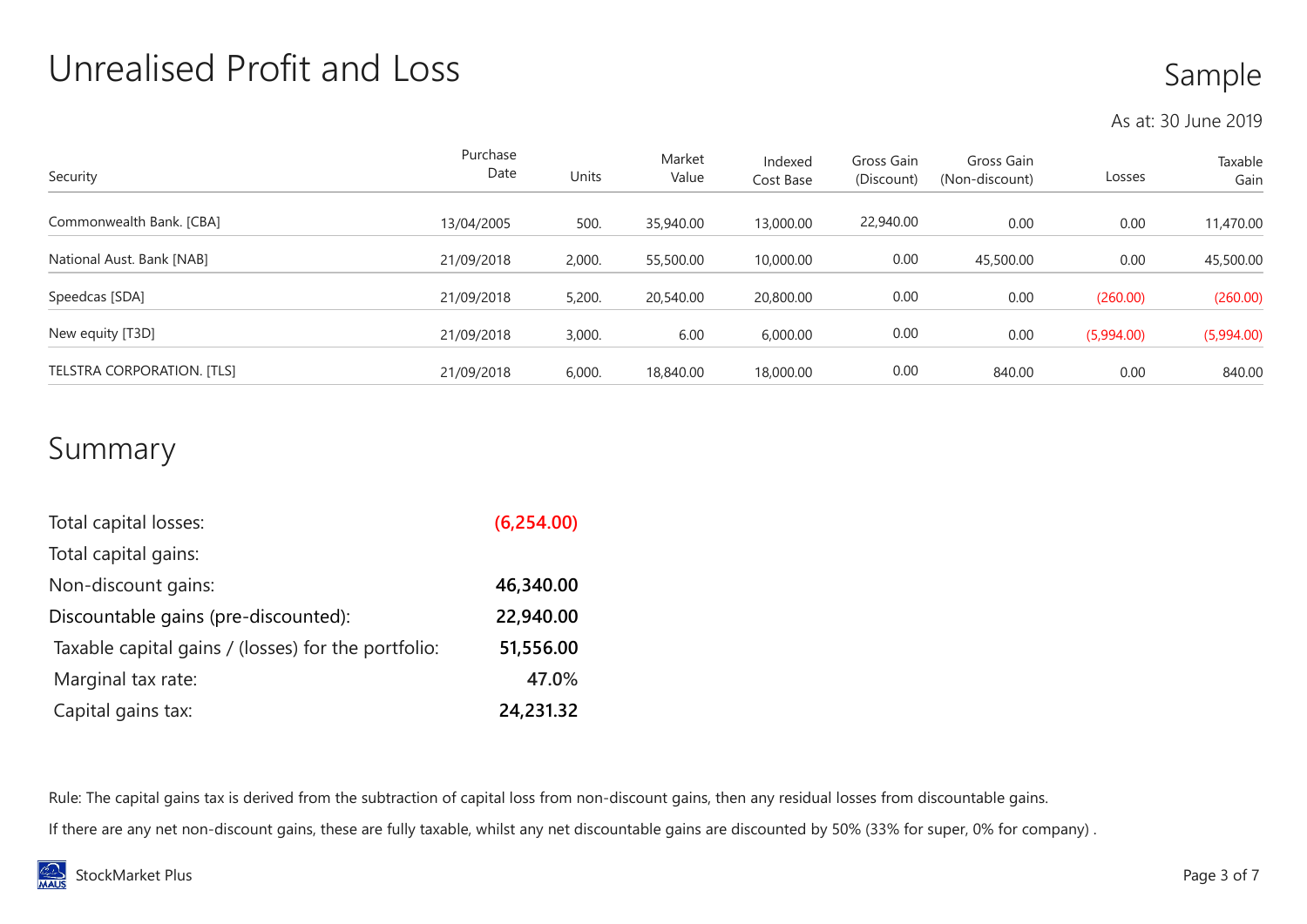# Unrealised Profit and Loss

Sample

As at: 30 June 2019

| Security | Purchase Date | Units | Market Value | Indexed Cost Base | Gross Gain (Discount) | Gross Gain (Non-discount) | Losses | Taxable Gain |
|---|---|---|---|---|---|---|---|---|
| Commonwealth Bank. [CBA] | 13/04/2005 | 500. | 35,940.00 | 13,000.00 | 22,940.00 | 0.00 | 0.00 | 11,470.00 |
| National Aust. Bank [NAB] | 21/09/2018 | 2,000. | 55,500.00 | 10,000.00 | 0.00 | 45,500.00 | 0.00 | 45,500.00 |
| Speedcas [SDA] | 21/09/2018 | 5,200. | 20,540.00 | 20,800.00 | 0.00 | 0.00 | (260.00) | (260.00) |
| New equity [T3D] | 21/09/2018 | 3,000. | 6.00 | 6,000.00 | 0.00 | 0.00 | (5,994.00) | (5,994.00) |
| TELSTRA CORPORATION. [TLS] | 21/09/2018 | 6,000. | 18,840.00 | 18,000.00 | 0.00 | 840.00 | 0.00 | 840.00 |

## Summary

| | |
|---|---|
| Total capital losses: | (6,254.00) |
| Total capital gains: | |
| Non-discount gains: | **46,340.00** |
| Discountable gains (pre-discounted): | **22,940.00** |
| Taxable capital gains / (losses) for the portfolio: | **51,556.00** |
| Marginal tax rate: | **47.0%** |
| Capital gains tax: | **24,231.32** |

Rule: The capital gains tax is derived from the subtraction of capital loss from non-discount gains, then any residual losses from discountable gains.

If there are any net non-discount gains, these are fully taxable, whilst any net discountable gains are discounted by 50% (33% for super, 0% for company) .

StockMarket Plus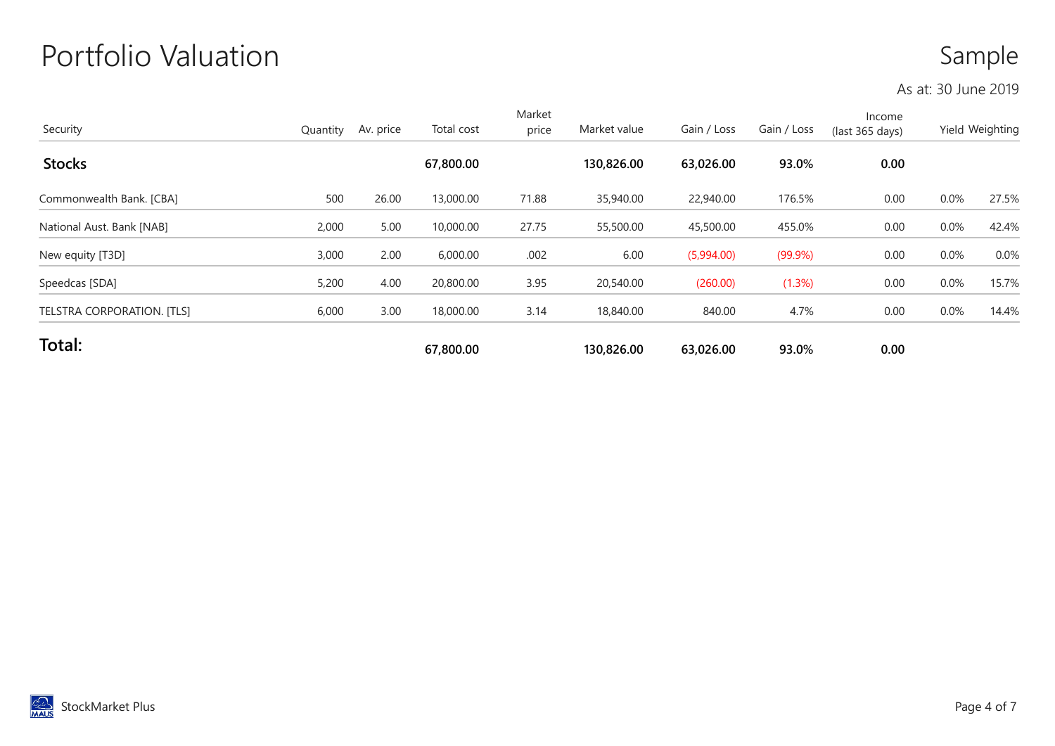# Portfolio Valuation

Sample

As at: 30 June 2019

| Security | Quantity | Av. price | Total cost | Market price | Market value | Gain / Loss | Gain / Loss | Income (last 365 days) | Yield | Weighting |
|---|---|---|---|---|---|---|---|---|---|---|
| **Stocks** | | | **67,800.00** | | **130,826.00** | **63,026.00** | **93.0%** | **0.00** | | |
| Commonwealth Bank. [CBA] | 500 | 26.00 | 13,000.00 | 71.88 | 35,940.00 | 22,940.00 | 176.5% | 0.00 | 0.0% | 27.5% |
| National Aust. Bank [NAB] | 2,000 | 5.00 | 10,000.00 | 27.75 | 55,500.00 | 45,500.00 | 455.0% | 0.00 | 0.0% | 42.4% |
| New equity [T3D] | 3,000 | 2.00 | 6,000.00 | .002 | 6.00 | (5,994.00) | (99.9%) | 0.00 | 0.0% | 0.0% |
| Speedcas [SDA] | 5,200 | 4.00 | 20,800.00 | 3.95 | 20,540.00 | (260.00) | (1.3%) | 0.00 | 0.0% | 15.7% |
| TELSTRA CORPORATION. [TLS] | 6,000 | 3.00 | 18,000.00 | 3.14 | 18,840.00 | 840.00 | 4.7% | 0.00 | 0.0% | 14.4% |
| **Total:** | | | **67,800.00** | | **130,826.00** | **63,026.00** | **93.0%** | **0.00** | | |

StockMarket Plus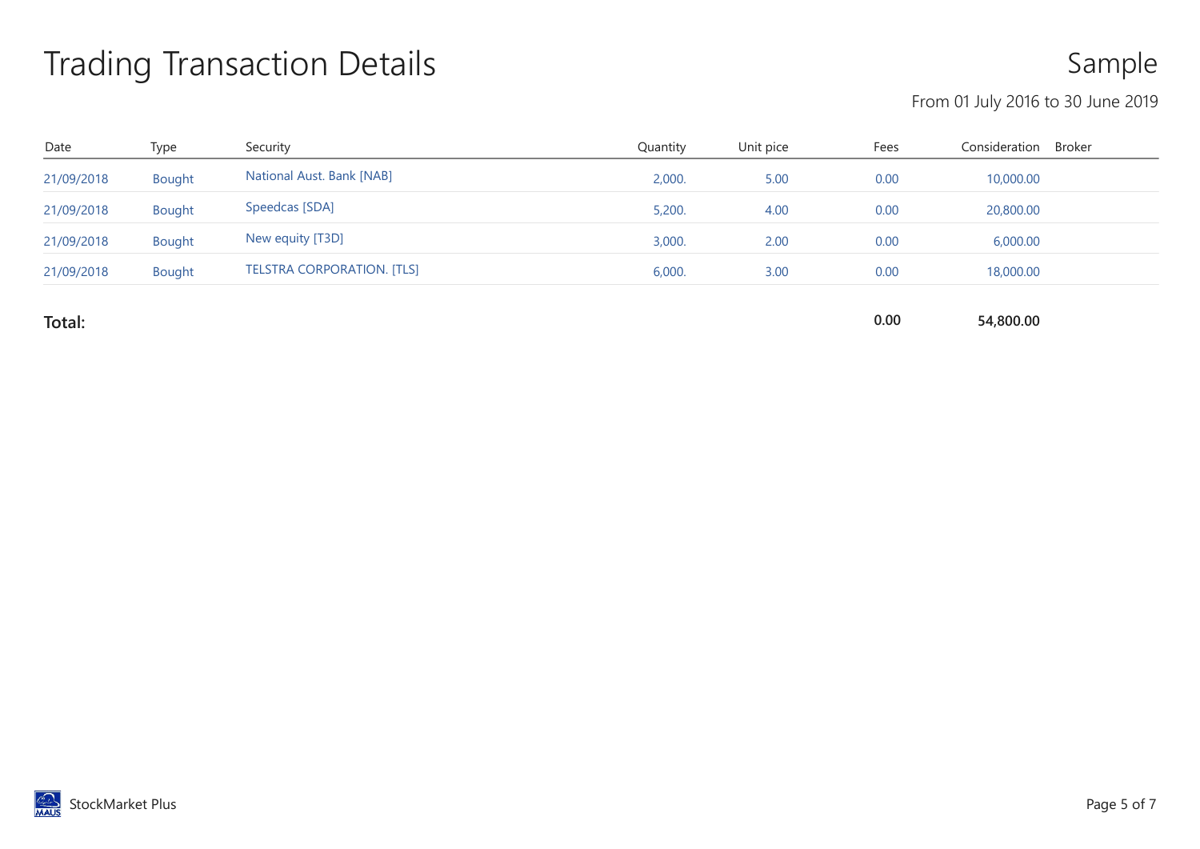# Trading Transaction Details

Sample

From 01 July 2016 to 30 June 2019

| Date | Type | Security | Quantity | Unit pice | Fees | Consideration | Broker |
|---|---|---|---|---|---|---|---|
| 21/09/2018 | Bought | National Aust. Bank [NAB] | 2,000. | 5.00 | 0.00 | 10,000.00 | |
| 21/09/2018 | Bought | Speedcas [SDA] | 5,200. | 4.00 | 0.00 | 20,800.00 | |
| 21/09/2018 | Bought | New equity [T3D] | 3,000. | 2.00 | 0.00 | 6,000.00 | |
| 21/09/2018 | Bought | TELSTRA CORPORATION. [TLS] | 6,000. | 3.00 | 0.00 | 18,000.00 | |
| **Total:** | | | | | **0.00** | **54,800.00** | |

StockMarket Plus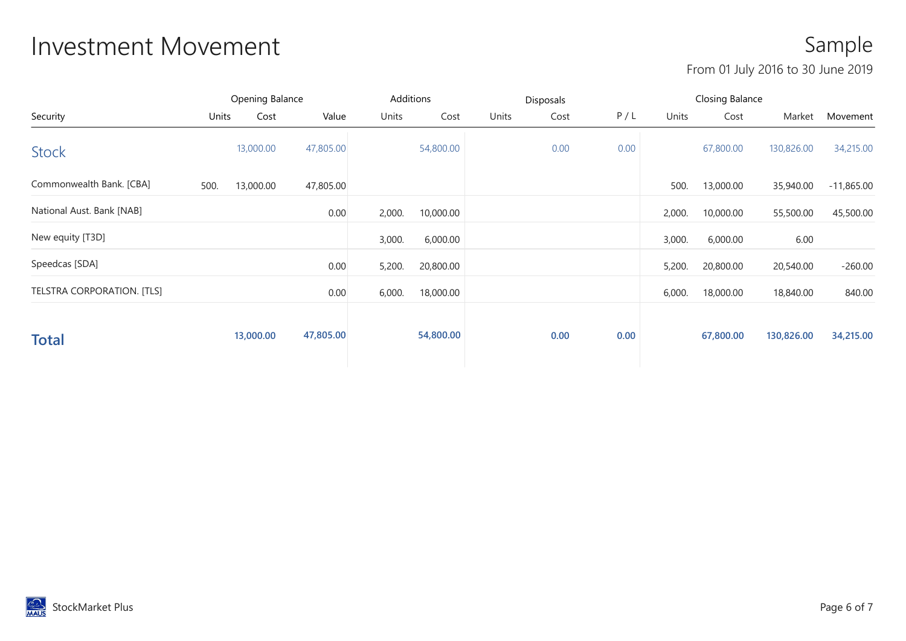# Investment Movement

Sample

From 01 July 2016 to 30 June 2019

| Security | Opening Balance | | | Additions | | Disposals | | | Closing Balance | | | |
|---|---|---|---|---|---|---|---|---|---|---|---|---|
| | Units | Cost | Value | Units | Cost | Units | Cost | P / L | Units | Cost | Market | Movement |
| **Stock** | | 13,000.00 | 47,805.00 | | 54,800.00 | | 0.00 | 0.00 | | 67,800.00 | 130,826.00 | 34,215.00 |
| Commonwealth Bank. [CBA] | 500. | 13,000.00 | 47,805.00 | | | | | | 500. | 13,000.00 | 35,940.00 | -11,865.00 |
| National Aust. Bank [NAB] | | | 0.00 | 2,000. | 10,000.00 | | | | 2,000. | 10,000.00 | 55,500.00 | 45,500.00 |
| New equity [T3D] | | | | 3,000. | 6,000.00 | | | | 3,000. | 6,000.00 | 6.00 | |
| Speedcas [SDA] | | | 0.00 | 5,200. | 20,800.00 | | | | 5,200. | 20,800.00 | 20,540.00 | -260.00 |
| TELSTRA CORPORATION. [TLS] | | | 0.00 | 6,000. | 18,000.00 | | | | 6,000. | 18,000.00 | 18,840.00 | 840.00 |
| **Total** | | **13,000.00** | **47,805.00** | | **54,800.00** | | **0.00** | **0.00** | | **67,800.00** | **130,826.00** | **34,215.00** |

StockMarket Plus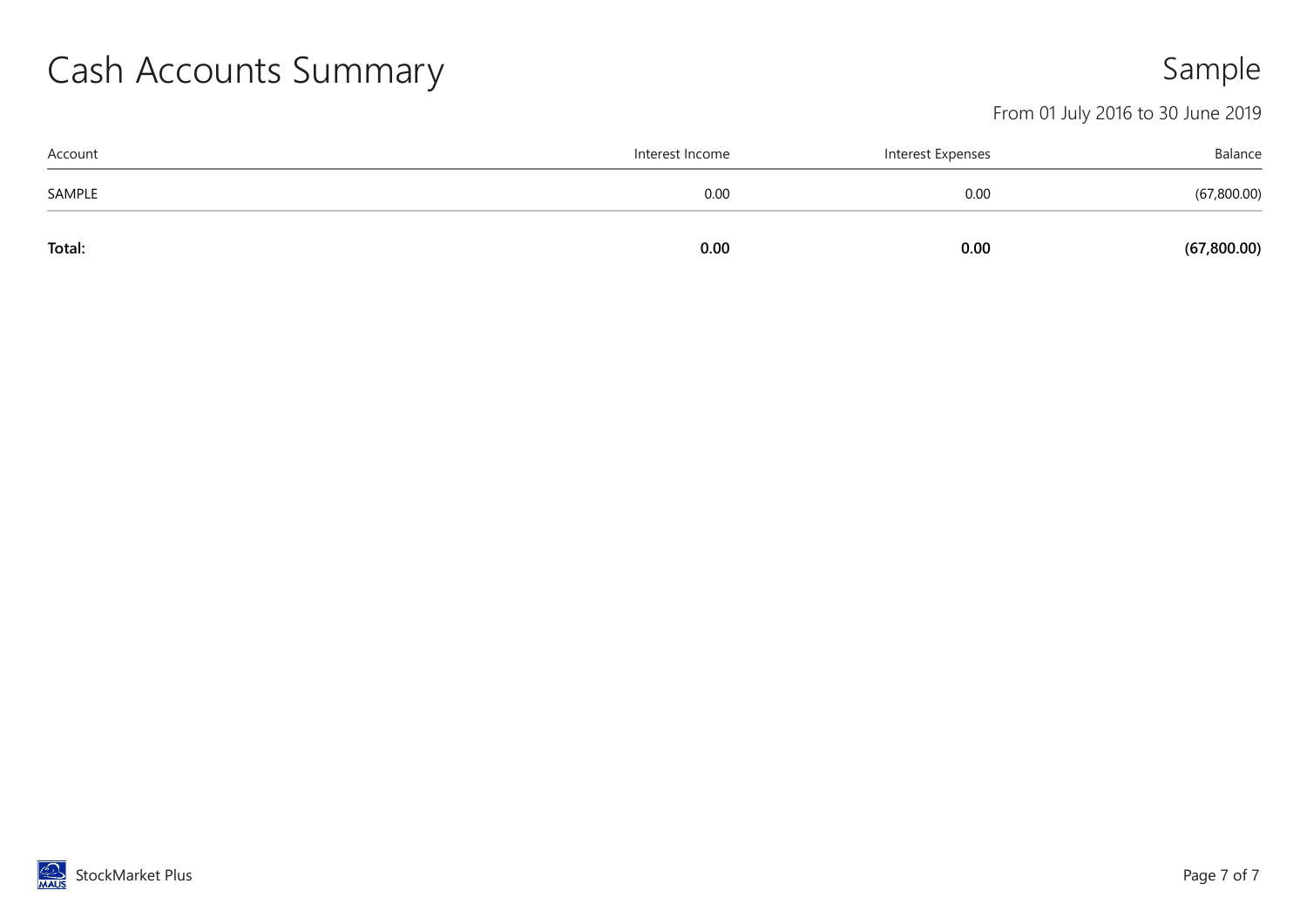# Cash Accounts Summary

Sample

From 01 July 2016 to 30 June 2019

| Account | Interest Income | Interest Expenses | Balance |
|---|---|---|---|
| SAMPLE | 0.00 | 0.00 | (67,800.00) |
| **Total:** | **0.00** | **0.00** | **(67,800.00)** |

StockMarket Plus